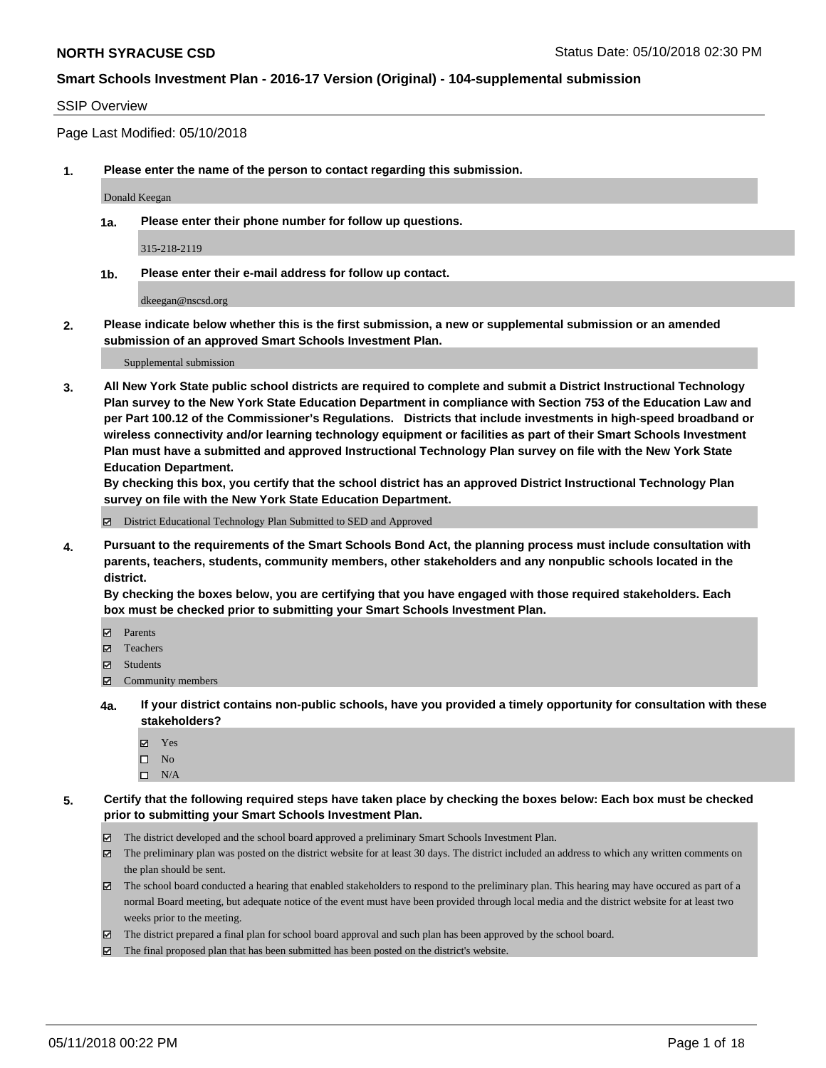**NORTH SYRACUSE CSD** Status Date: 05/10/2018 02:30 PM

**Smart Schools Investment Plan - 2016-17 Version (Original) - 104-supplemental submission**

SSIP Overview

Page Last Modified: 05/10/2018

**1. Please enter the name of the person to contact regarding this submission.**

Donald Keegan

**1a. Please enter their phone number for follow up questions.**

315-218-2119

**1b. Please enter their e-mail address for follow up contact.**

dkeegan@nscsd.org

**2. Please indicate below whether this is the first submission, a new or supplemental submission or an amended submission of an approved Smart Schools Investment Plan.**

Supplemental submission

**3. All New York State public school districts are required to complete and submit a District Instructional Technology Plan survey to the New York State Education Department in compliance with Section 753 of the Education Law and per Part 100.12 of the Commissioner's Regulations. Districts that include investments in high-speed broadband or wireless connectivity and/or learning technology equipment or facilities as part of their Smart Schools Investment Plan must have a submitted and approved Instructional Technology Plan survey on file with the New York State Education Department.**
**By checking this box, you certify that the school district has an approved District Instructional Technology Plan survey on file with the New York State Education Department.**

- [x] District Educational Technology Plan Submitted to SED and Approved

**4. Pursuant to the requirements of the Smart Schools Bond Act, the planning process must include consultation with parents, teachers, students, community members, other stakeholders and any nonpublic schools located in the district.**
**By checking the boxes below, you are certifying that you have engaged with those required stakeholders. Each box must be checked prior to submitting your Smart Schools Investment Plan.**

- [x] Parents
- [x] Teachers
- [x] Students
- [x] Community members

**4a. If your district contains non-public schools, have you provided a timely opportunity for consultation with these stakeholders?**

- [x] Yes
- [ ] No
- [ ] N/A

**5. Certify that the following required steps have taken place by checking the boxes below: Each box must be checked prior to submitting your Smart Schools Investment Plan.**

- [x] The district developed and the school board approved a preliminary Smart Schools Investment Plan.
- [x] The preliminary plan was posted on the district website for at least 30 days. The district included an address to which any written comments on the plan should be sent.
- [x] The school board conducted a hearing that enabled stakeholders to respond to the preliminary plan. This hearing may have occured as part of a normal Board meeting, but adequate notice of the event must have been provided through local media and the district website for at least two weeks prior to the meeting.
- [x] The district prepared a final plan for school board approval and such plan has been approved by the school board.
- [x] The final proposed plan that has been submitted has been posted on the district's website.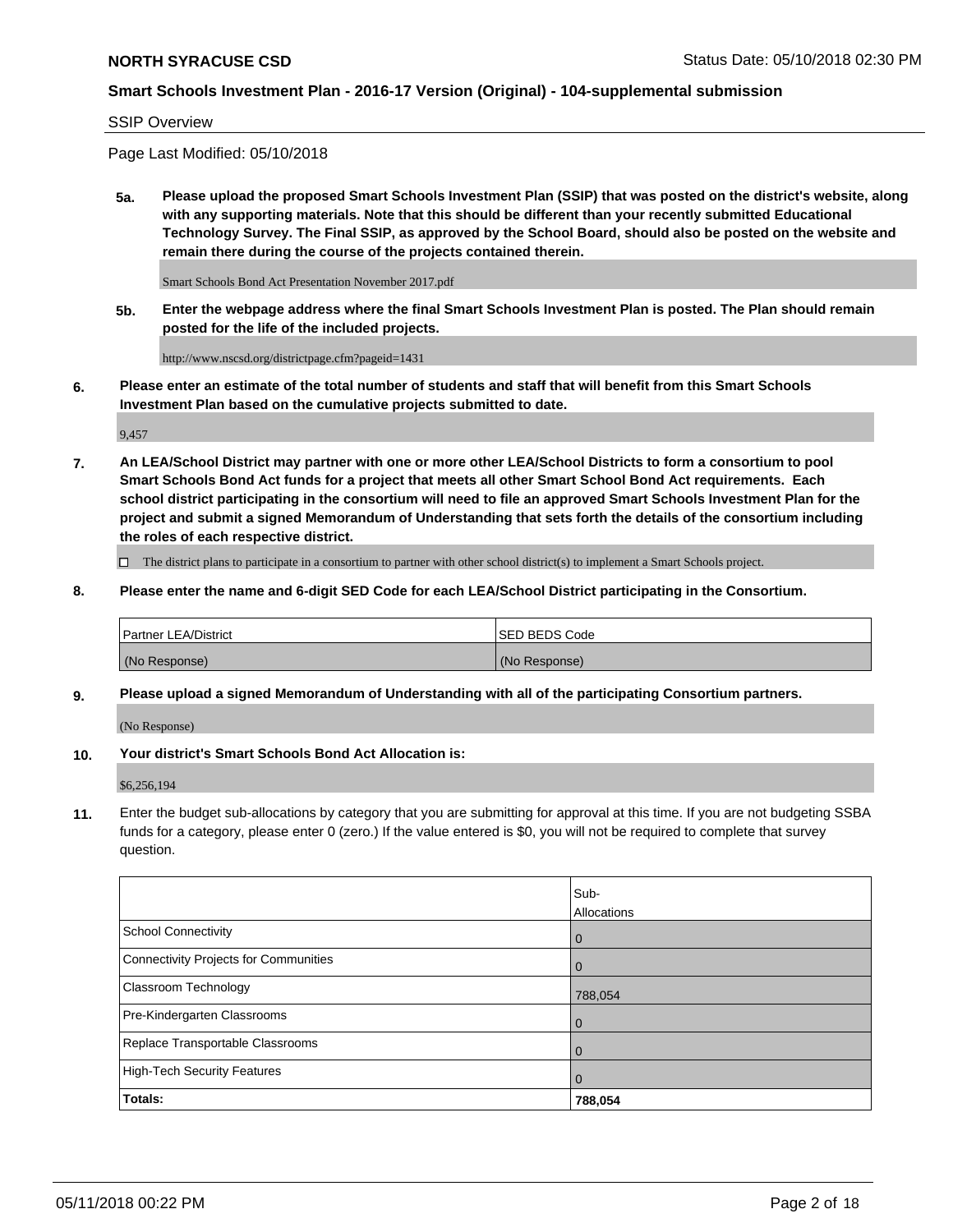SSIP Overview

Page Last Modified: 05/10/2018

**5a. Please upload the proposed Smart Schools Investment Plan (SSIP) that was posted on the district's website, along with any supporting materials. Note that this should be different than your recently submitted Educational Technology Survey. The Final SSIP, as approved by the School Board, should also be posted on the website and remain there during the course of the projects contained therein.**

Smart Schools Bond Act Presentation November 2017.pdf

**5b. Enter the webpage address where the final Smart Schools Investment Plan is posted. The Plan should remain posted for the life of the included projects.**

http://www.nscsd.org/districtpage.cfm?pageid=1431

**6. Please enter an estimate of the total number of students and staff that will benefit from this Smart Schools Investment Plan based on the cumulative projects submitted to date.**

9,457

**7. An LEA/School District may partner with one or more other LEA/School Districts to form a consortium to pool Smart Schools Bond Act funds for a project that meets all other Smart School Bond Act requirements. Each school district participating in the consortium will need to file an approved Smart Schools Investment Plan for the project and submit a signed Memorandum of Understanding that sets forth the details of the consortium including the roles of each respective district.**

☐ The district plans to participate in a consortium to partner with other school district(s) to implement a Smart Schools project.

**8. Please enter the name and 6-digit SED Code for each LEA/School District participating in the Consortium.**

| Partner LEA/District | SED BEDS Code |
|---|---|
| (No Response) | (No Response) |

**9. Please upload a signed Memorandum of Understanding with all of the participating Consortium partners.**

(No Response)

**10. Your district's Smart Schools Bond Act Allocation is:**

$6,256,194

**11.** Enter the budget sub-allocations by category that you are submitting for approval at this time. If you are not budgeting SSBA funds for a category, please enter 0 (zero.) If the value entered is $0, you will not be required to complete that survey question.

| | Sub-Allocations |
|---|---|
| School Connectivity | 0 |
| Connectivity Projects for Communities | 0 |
| Classroom Technology | 788,054 |
| Pre-Kindergarten Classrooms | 0 |
| Replace Transportable Classrooms | 0 |
| High-Tech Security Features | 0 |
| **Totals:** | **788,054** |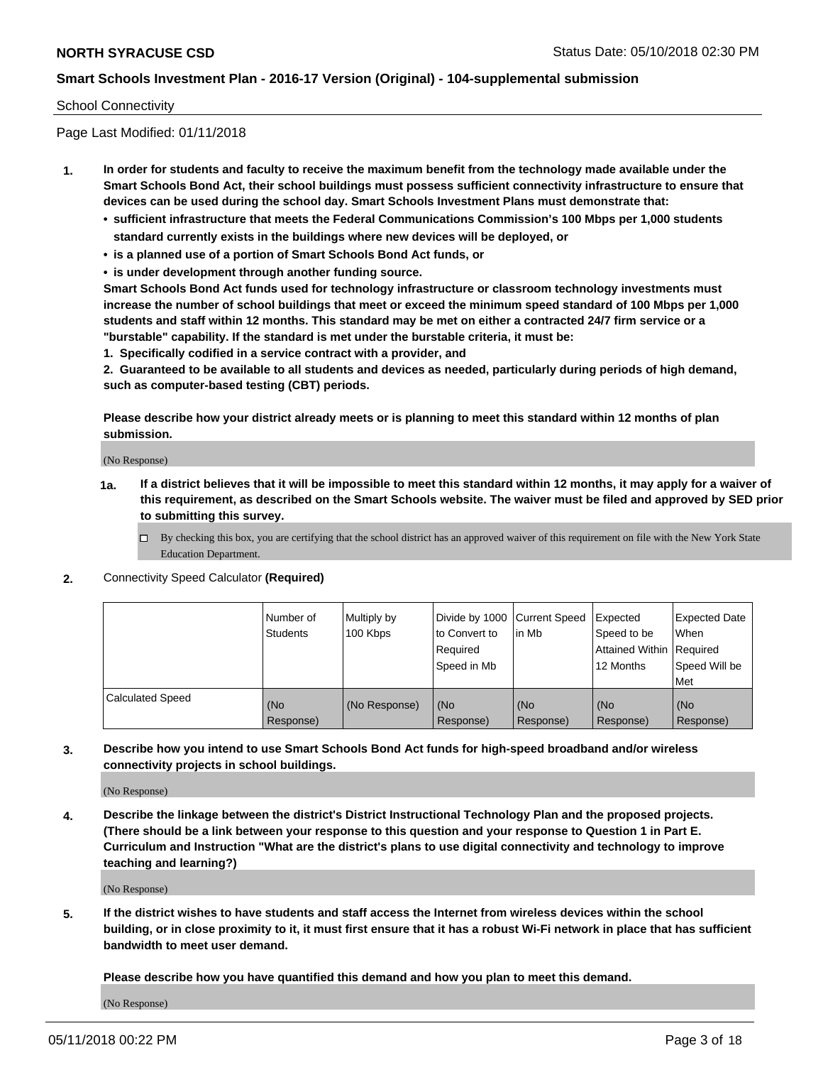School Connectivity

Page Last Modified: 01/11/2018

**1. In order for students and faculty to receive the maximum benefit from the technology made available under the Smart Schools Bond Act, their school buildings must possess sufficient connectivity infrastructure to ensure that devices can be used during the school day. Smart Schools Investment Plans must demonstrate that:**

- **sufficient infrastructure that meets the Federal Communications Commission's 100 Mbps per 1,000 students standard currently exists in the buildings where new devices will be deployed, or**
- **is a planned use of a portion of Smart Schools Bond Act funds, or**
- **is under development through another funding source.**

**Smart Schools Bond Act funds used for technology infrastructure or classroom technology investments must increase the number of school buildings that meet or exceed the minimum speed standard of 100 Mbps per 1,000 students and staff within 12 months. This standard may be met on either a contracted 24/7 firm service or a "burstable" capability. If the standard is met under the burstable criteria, it must be:**

**1. Specifically codified in a service contract with a provider, and**

**2. Guaranteed to be available to all students and devices as needed, particularly during periods of high demand, such as computer-based testing (CBT) periods.**

**Please describe how your district already meets or is planning to meet this standard within 12 months of plan submission.**

(No Response)

**1a. If a district believes that it will be impossible to meet this standard within 12 months, it may apply for a waiver of this requirement, as described on the Smart Schools website. The waiver must be filed and approved by SED prior to submitting this survey.**

☐ By checking this box, you are certifying that the school district has an approved waiver of this requirement on file with the New York State Education Department.

**2.** Connectivity Speed Calculator **(Required)**

| | Number of Students | Multiply by 100 Kbps | Divide by 1000 to Convert to Required Speed in Mb | Current Speed in Mb | Expected Speed to be Attained Within 12 Months | Expected Date When Required Speed Will be Met |
|---|---|---|---|---|---|---|
| Calculated Speed | (No Response) | (No Response) | (No Response) | (No Response) | (No Response) | (No Response) |

**3. Describe how you intend to use Smart Schools Bond Act funds for high-speed broadband and/or wireless connectivity projects in school buildings.**

(No Response)

**4. Describe the linkage between the district's District Instructional Technology Plan and the proposed projects. (There should be a link between your response to this question and your response to Question 1 in Part E. Curriculum and Instruction "What are the district's plans to use digital connectivity and technology to improve teaching and learning?)**

(No Response)

**5. If the district wishes to have students and staff access the Internet from wireless devices within the school building, or in close proximity to it, it must first ensure that it has a robust Wi-Fi network in place that has sufficient bandwidth to meet user demand.**

**Please describe how you have quantified this demand and how you plan to meet this demand.**

(No Response)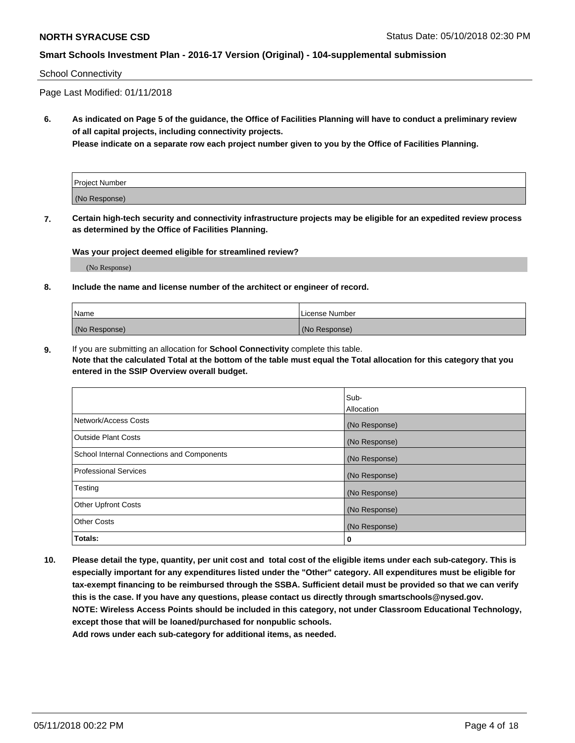School Connectivity

Page Last Modified: 01/11/2018

**6. As indicated on Page 5 of the guidance, the Office of Facilities Planning will have to conduct a preliminary review of all capital projects, including connectivity projects.**
**Please indicate on a separate row each project number given to you by the Office of Facilities Planning.**

| Project Number |
| --- |
| (No Response) |

**7. Certain high-tech security and connectivity infrastructure projects may be eligible for an expedited review process as determined by the Office of Facilities Planning.**

**Was your project deemed eligible for streamlined review?**

(No Response)

**8. Include the name and license number of the architect or engineer of record.**

| Name | License Number |
| --- | --- |
| (No Response) | (No Response) |

**9.** If you are submitting an allocation for **School Connectivity** complete this table.
**Note that the calculated Total at the bottom of the table must equal the Total allocation for this category that you entered in the SSIP Overview overall budget.**

| | Sub-Allocation |
| --- | --- |
| Network/Access Costs | (No Response) |
| Outside Plant Costs | (No Response) |
| School Internal Connections and Components | (No Response) |
| Professional Services | (No Response) |
| Testing | (No Response) |
| Other Upfront Costs | (No Response) |
| Other Costs | (No Response) |
| **Totals:** | **0** |

**10. Please detail the type, quantity, per unit cost and total cost of the eligible items under each sub-category. This is especially important for any expenditures listed under the "Other" category. All expenditures must be eligible for tax-exempt financing to be reimbursed through the SSBA. Sufficient detail must be provided so that we can verify this is the case. If you have any questions, please contact us directly through smartschools@nysed.gov.**
**NOTE: Wireless Access Points should be included in this category, not under Classroom Educational Technology, except those that will be loaned/purchased for nonpublic schools.**
**Add rows under each sub-category for additional items, as needed.**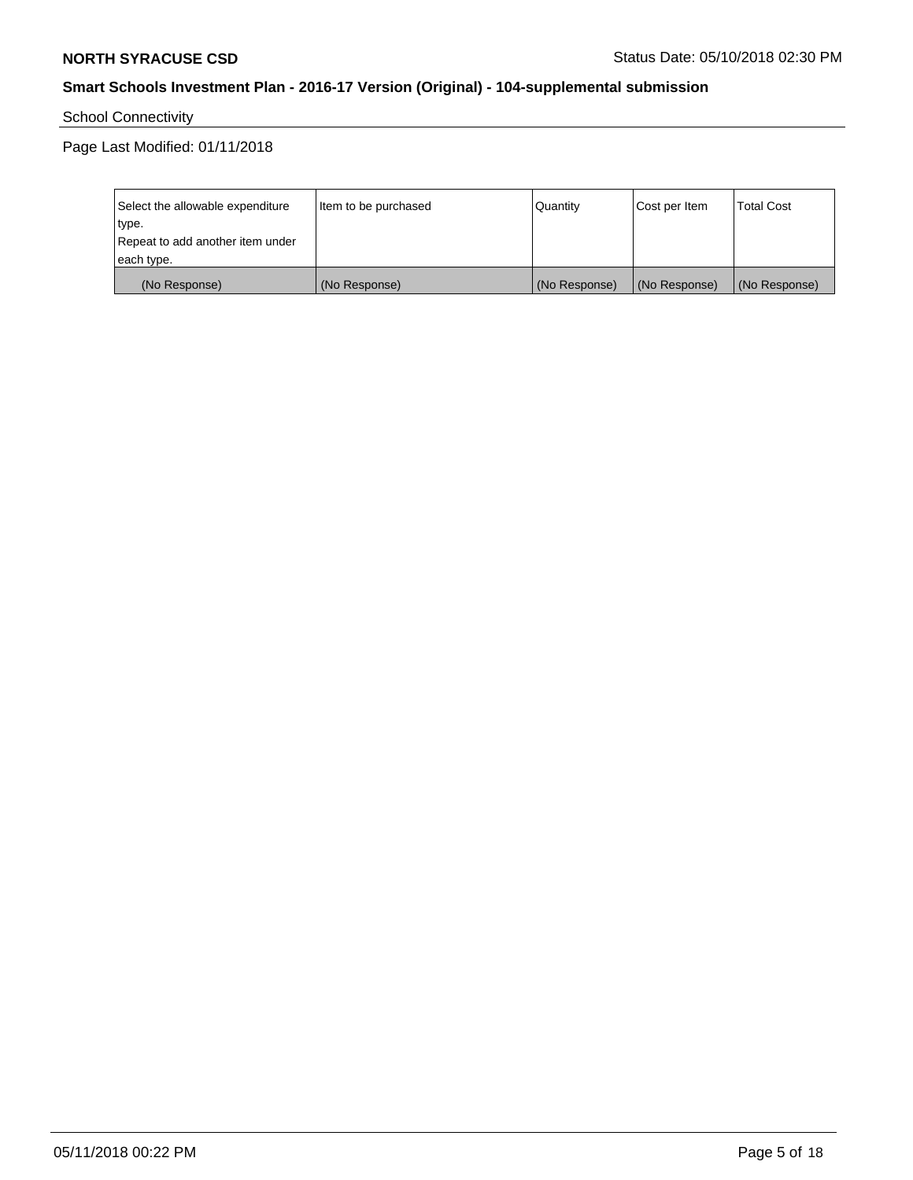School Connectivity

Page Last Modified: 01/11/2018

| Select the allowable expenditure type. Repeat to add another item under each type. | Item to be purchased | Quantity | Cost per Item | Total Cost |
|---|---|---|---|---|
| (No Response) | (No Response) | (No Response) | (No Response) | (No Response) |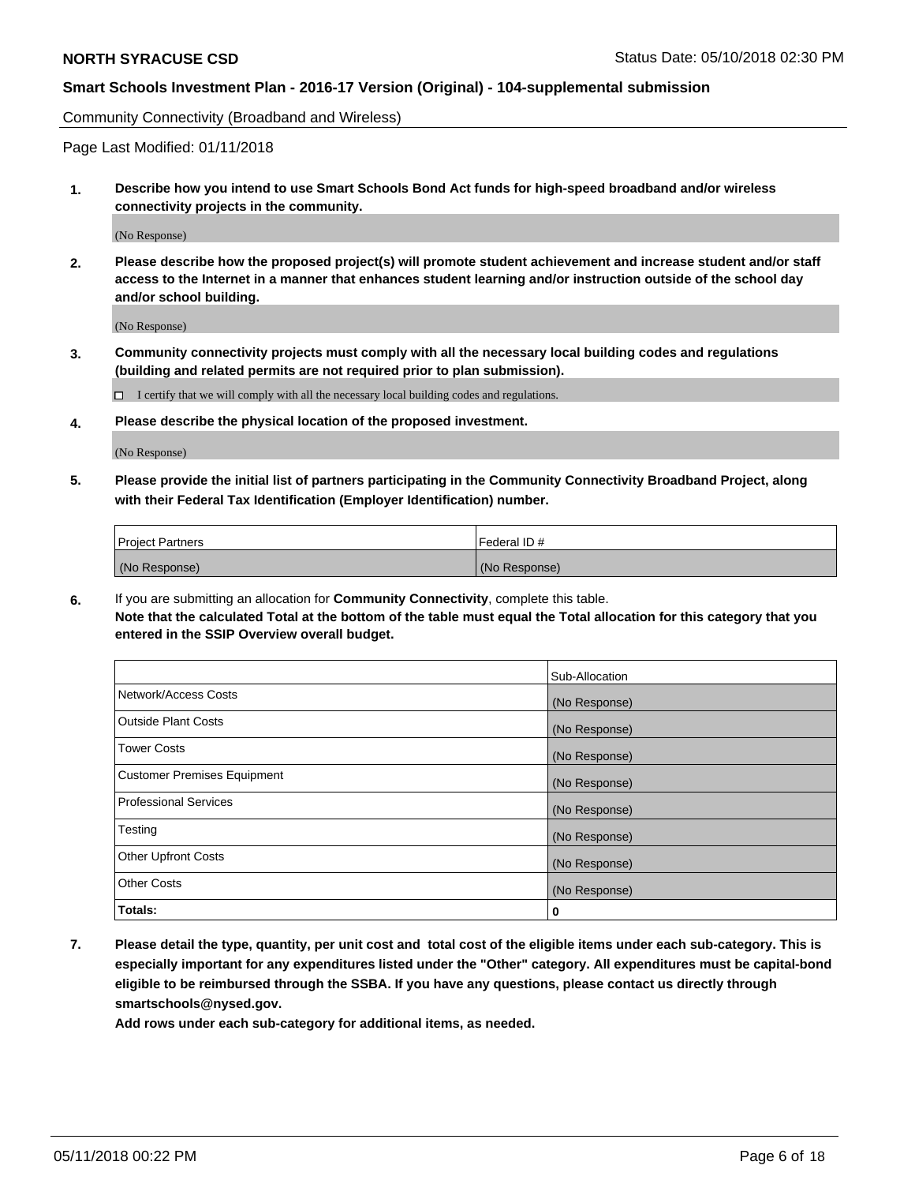Community Connectivity (Broadband and Wireless)

Page Last Modified: 01/11/2018

**1. Describe how you intend to use Smart Schools Bond Act funds for high-speed broadband and/or wireless connectivity projects in the community.**

(No Response)

**2. Please describe how the proposed project(s) will promote student achievement and increase student and/or staff access to the Internet in a manner that enhances student learning and/or instruction outside of the school day and/or school building.**

(No Response)

**3. Community connectivity projects must comply with all the necessary local building codes and regulations (building and related permits are not required prior to plan submission).**

☐ I certify that we will comply with all the necessary local building codes and regulations.

**4. Please describe the physical location of the proposed investment.**

(No Response)

**5. Please provide the initial list of partners participating in the Community Connectivity Broadband Project, along with their Federal Tax Identification (Employer Identification) number.**

| Project Partners | Federal ID # |
|---|---|
| (No Response) | (No Response) |

**6.** If you are submitting an allocation for **Community Connectivity**, complete this table.
**Note that the calculated Total at the bottom of the table must equal the Total allocation for this category that you entered in the SSIP Overview overall budget.**

| | Sub-Allocation |
|---|---|
| Network/Access Costs | (No Response) |
| Outside Plant Costs | (No Response) |
| Tower Costs | (No Response) |
| Customer Premises Equipment | (No Response) |
| Professional Services | (No Response) |
| Testing | (No Response) |
| Other Upfront Costs | (No Response) |
| Other Costs | (No Response) |
| **Totals:** | **0** |

**7. Please detail the type, quantity, per unit cost and total cost of the eligible items under each sub-category. This is especially important for any expenditures listed under the "Other" category. All expenditures must be capital-bond eligible to be reimbursed through the SSBA. If you have any questions, please contact us directly through smartschools@nysed.gov.**

**Add rows under each sub-category for additional items, as needed.**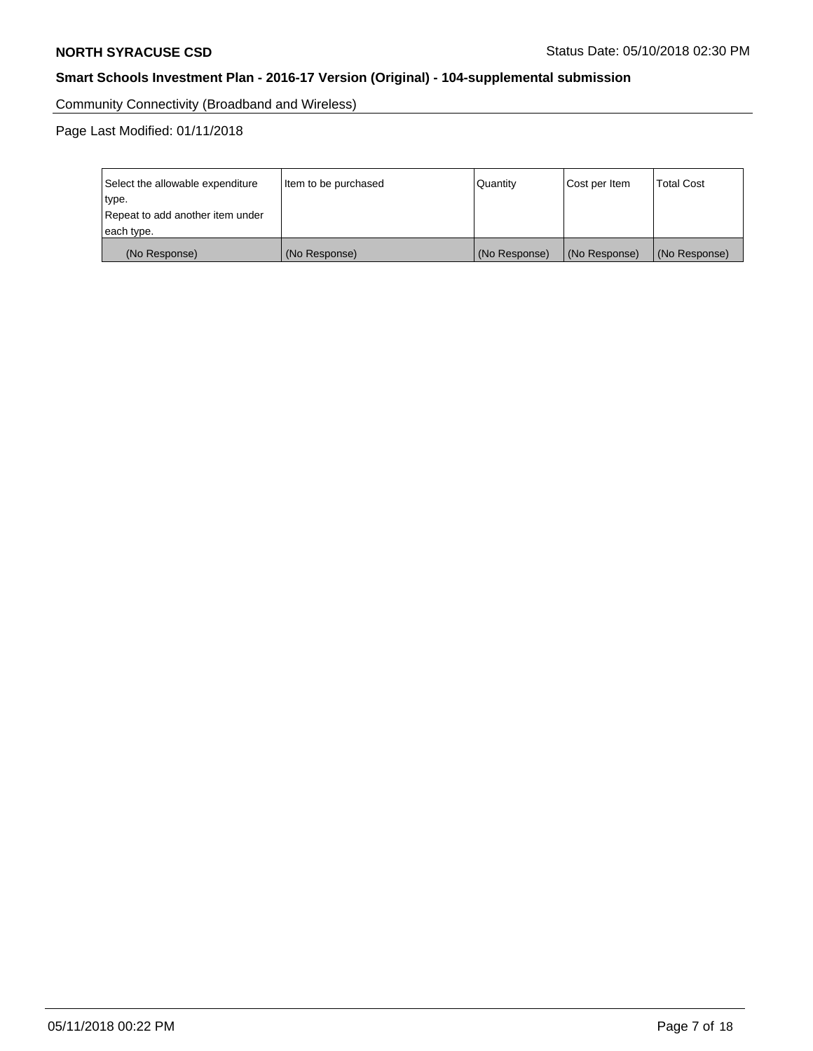Community Connectivity (Broadband and Wireless)

Page Last Modified: 01/11/2018

| Select the allowable expenditure type. Repeat to add another item under each type. | Item to be purchased | Quantity | Cost per Item | Total Cost |
|---|---|---|---|---|
| (No Response) | (No Response) | (No Response) | (No Response) | (No Response) |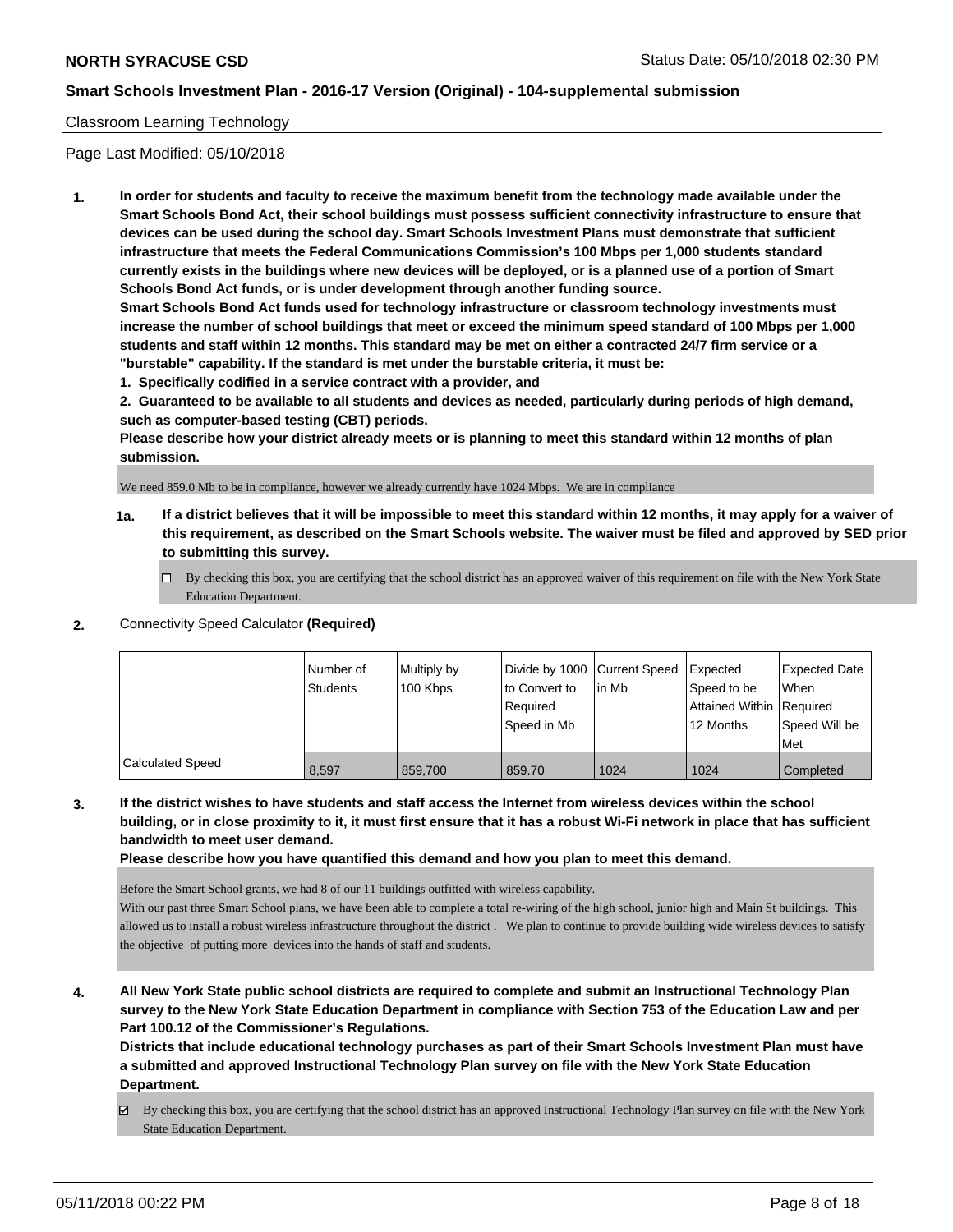Classroom Learning Technology

Page Last Modified: 05/10/2018

1. **In order for students and faculty to receive the maximum benefit from the technology made available under the Smart Schools Bond Act, their school buildings must possess sufficient connectivity infrastructure to ensure that devices can be used during the school day. Smart Schools Investment Plans must demonstrate that sufficient infrastructure that meets the Federal Communications Commission's 100 Mbps per 1,000 students standard currently exists in the buildings where new devices will be deployed, or is a planned use of a portion of Smart Schools Bond Act funds, or is under development through another funding source.**

   **Smart Schools Bond Act funds used for technology infrastructure or classroom technology investments must increase the number of school buildings that meet or exceed the minimum speed standard of 100 Mbps per 1,000 students and staff within 12 months. This standard may be met on either a contracted 24/7 firm service or a "burstable" capability. If the standard is met under the burstable criteria, it must be:**

   **1. Specifically codified in a service contract with a provider, and**

   **2. Guaranteed to be available to all students and devices as needed, particularly during periods of high demand, such as computer-based testing (CBT) periods.**

   **Please describe how your district already meets or is planning to meet this standard within 12 months of plan submission.**

   We need 859.0 Mb to be in compliance, however we already currently have 1024 Mbps. We are in compliance

   **1a. If a district believes that it will be impossible to meet this standard within 12 months, it may apply for a waiver of this requirement, as described on the Smart Schools website. The waiver must be filed and approved by SED prior to submitting this survey.**

   ☐ By checking this box, you are certifying that the school district has an approved waiver of this requirement on file with the New York State Education Department.

2. Connectivity Speed Calculator **(Required)**

| | Number of Students | Multiply by 100 Kbps | Divide by 1000 to Convert to Required Speed in Mb | Current Speed in Mb | Expected Speed to be Attained Within 12 Months | Expected Date When Required Speed Will be Met |
|---|---|---|---|---|---|---|
| Calculated Speed | 8,597 | 859,700 | 859.70 | 1024 | 1024 | Completed |

3. **If the district wishes to have students and staff access the Internet from wireless devices within the school building, or in close proximity to it, it must first ensure that it has a robust Wi-Fi network in place that has sufficient bandwidth to meet user demand.**

   **Please describe how you have quantified this demand and how you plan to meet this demand.**

   Before the Smart School grants, we had 8 of our 11 buildings outfitted with wireless capability.
   With our past three Smart School plans, we have been able to complete a total re-wiring of the high school, junior high and Main St buildings. This allowed us to install a robust wireless infrastructure throughout the district . We plan to continue to provide building wide wireless devices to satisfy the objective of putting more devices into the hands of staff and students.

4. **All New York State public school districts are required to complete and submit an Instructional Technology Plan survey to the New York State Education Department in compliance with Section 753 of the Education Law and per Part 100.12 of the Commissioner's Regulations.**

   **Districts that include educational technology purchases as part of their Smart Schools Investment Plan must have a submitted and approved Instructional Technology Plan survey on file with the New York State Education Department.**

   ☑ By checking this box, you are certifying that the school district has an approved Instructional Technology Plan survey on file with the New York State Education Department.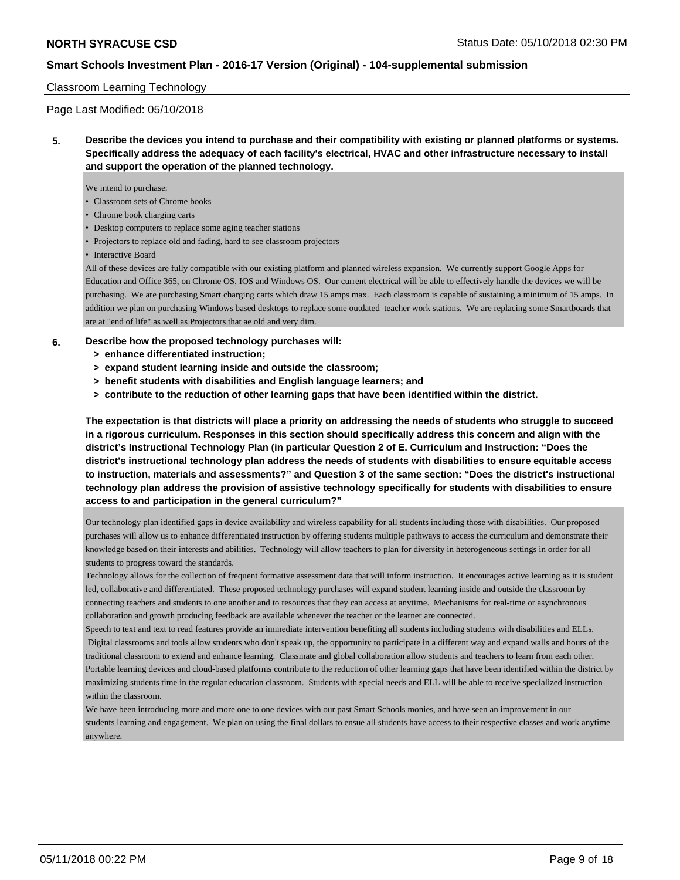Classroom Learning Technology

Page Last Modified: 05/10/2018

**5. Describe the devices you intend to purchase and their compatibility with existing or planned platforms or systems. Specifically address the adequacy of each facility's electrical, HVAC and other infrastructure necessary to install and support the operation of the planned technology.**

We intend to purchase:

- Classroom sets of Chrome books
- Chrome book charging carts
- Desktop computers to replace some aging teacher stations
- Projectors to replace old and fading, hard to see classroom projectors
- Interactive Board

All of these devices are fully compatible with our existing platform and planned wireless expansion. We currently support Google Apps for Education and Office 365, on Chrome OS, IOS and Windows OS. Our current electrical will be able to effectively handle the devices we will be purchasing. We are purchasing Smart charging carts which draw 15 amps max. Each classroom is capable of sustaining a minimum of 15 amps. In addition we plan on purchasing Windows based desktops to replace some outdated teacher work stations. We are replacing some Smartboards that are at "end of life" as well as Projectors that ae old and very dim.

**6. Describe how the proposed technology purchases will:**
- **> enhance differentiated instruction;**
- **> expand student learning inside and outside the classroom;**
- **> benefit students with disabilities and English language learners; and**
- **> contribute to the reduction of other learning gaps that have been identified within the district.**

**The expectation is that districts will place a priority on addressing the needs of students who struggle to succeed in a rigorous curriculum. Responses in this section should specifically address this concern and align with the district's Instructional Technology Plan (in particular Question 2 of E. Curriculum and Instruction: "Does the district's instructional technology plan address the needs of students with disabilities to ensure equitable access to instruction, materials and assessments?" and Question 3 of the same section: "Does the district's instructional technology plan address the provision of assistive technology specifically for students with disabilities to ensure access to and participation in the general curriculum?"**

Our technology plan identified gaps in device availability and wireless capability for all students including those with disabilities. Our proposed purchases will allow us to enhance differentiated instruction by offering students multiple pathways to access the curriculum and demonstrate their knowledge based on their interests and abilities. Technology will allow teachers to plan for diversity in heterogeneous settings in order for all students to progress toward the standards.

Technology allows for the collection of frequent formative assessment data that will inform instruction. It encourages active learning as it is student led, collaborative and differentiated. These proposed technology purchases will expand student learning inside and outside the classroom by connecting teachers and students to one another and to resources that they can access at anytime. Mechanisms for real-time or asynchronous collaboration and growth producing feedback are available whenever the teacher or the learner are connected.

Speech to text and text to read features provide an immediate intervention benefiting all students including students with disabilities and ELLs. Digital classrooms and tools allow students who don't speak up, the opportunity to participate in a different way and expand walls and hours of the traditional classroom to extend and enhance learning. Classmate and global collaboration allow students and teachers to learn from each other. Portable learning devices and cloud-based platforms contribute to the reduction of other learning gaps that have been identified within the district by maximizing students time in the regular education classroom. Students with special needs and ELL will be able to receive specialized instruction within the classroom.

We have been introducing more and more one to one devices with our past Smart Schools monies, and have seen an improvement in our students learning and engagement. We plan on using the final dollars to ensue all students have access to their respective classes and work anytime anywhere.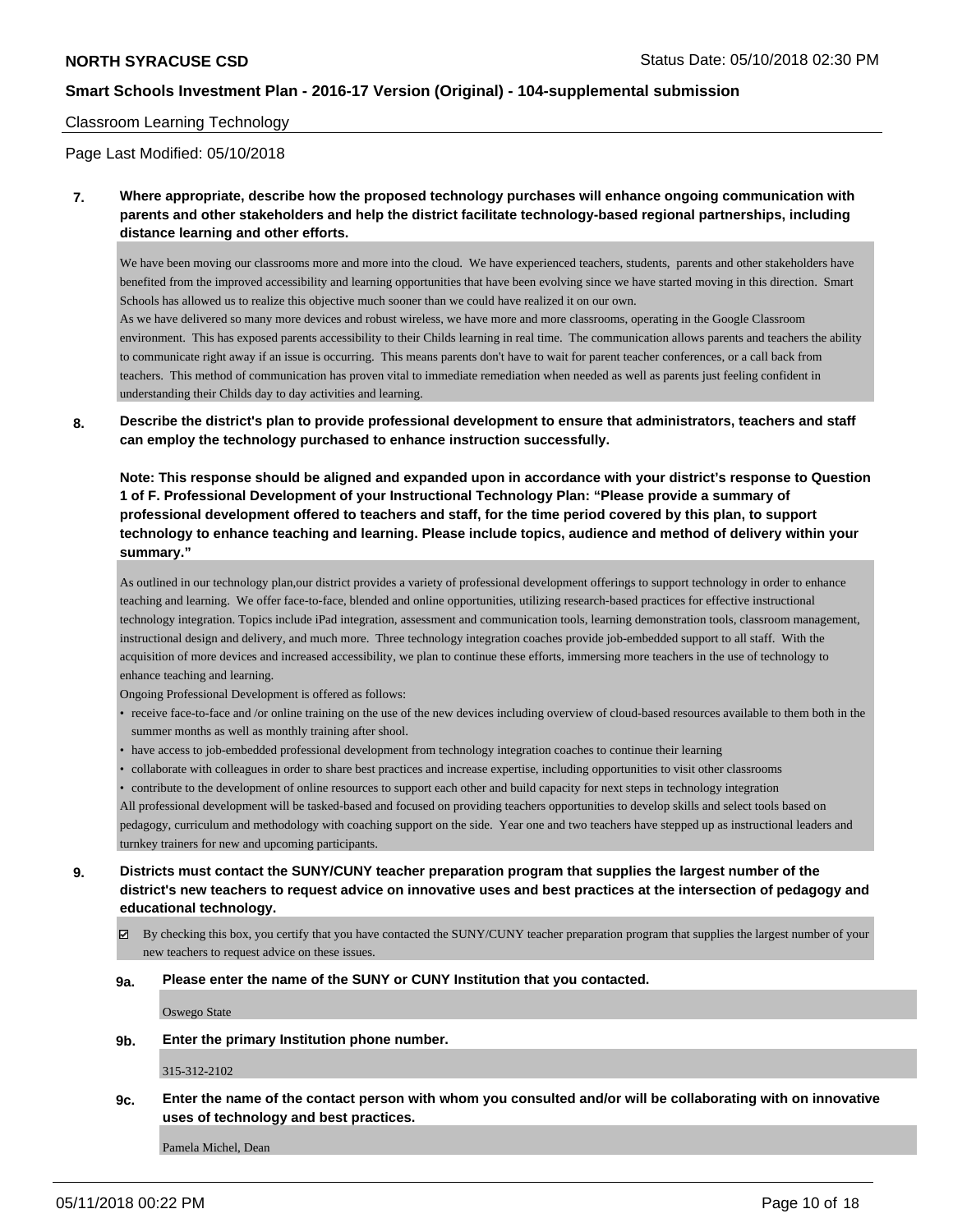Classroom Learning Technology

Page Last Modified: 05/10/2018

**7. Where appropriate, describe how the proposed technology purchases will enhance ongoing communication with parents and other stakeholders and help the district facilitate technology-based regional partnerships, including distance learning and other efforts.**

We have been moving our classrooms more and more into the cloud. We have experienced teachers, students, parents and other stakeholders have benefited from the improved accessibility and learning opportunities that have been evolving since we have started moving in this direction. Smart Schools has allowed us to realize this objective much sooner than we could have realized it on our own.
As we have delivered so many more devices and robust wireless, we have more and more classrooms, operating in the Google Classroom environment. This has exposed parents accessibility to their Childs learning in real time. The communication allows parents and teachers the ability to communicate right away if an issue is occurring. This means parents don't have to wait for parent teacher conferences, or a call back from teachers. This method of communication has proven vital to immediate remediation when needed as well as parents just feeling confident in understanding their Childs day to day activities and learning.

**8. Describe the district's plan to provide professional development to ensure that administrators, teachers and staff can employ the technology purchased to enhance instruction successfully.**

**Note: This response should be aligned and expanded upon in accordance with your district's response to Question 1 of F. Professional Development of your Instructional Technology Plan: "Please provide a summary of professional development offered to teachers and staff, for the time period covered by this plan, to support technology to enhance teaching and learning. Please include topics, audience and method of delivery within your summary."**

As outlined in our technology plan,our district provides a variety of professional development offerings to support technology in order to enhance teaching and learning. We offer face-to-face, blended and online opportunities, utilizing research-based practices for effective instructional technology integration. Topics include iPad integration, assessment and communication tools, learning demonstration tools, classroom management, instructional design and delivery, and much more. Three technology integration coaches provide job-embedded support to all staff. With the acquisition of more devices and increased accessibility, we plan to continue these efforts, immersing more teachers in the use of technology to enhance teaching and learning.
Ongoing Professional Development is offered as follows:

- receive face-to-face and /or online training on the use of the new devices including overview of cloud-based resources available to them both in the summer months as well as monthly training after shool.
- have access to job-embedded professional development from technology integration coaches to continue their learning
- collaborate with colleagues in order to share best practices and increase expertise, including opportunities to visit other classrooms
- contribute to the development of online resources to support each other and build capacity for next steps in technology integration

All professional development will be tasked-based and focused on providing teachers opportunities to develop skills and select tools based on pedagogy, curriculum and methodology with coaching support on the side. Year one and two teachers have stepped up as instructional leaders and turnkey trainers for new and upcoming participants.

**9. Districts must contact the SUNY/CUNY teacher preparation program that supplies the largest number of the district's new teachers to request advice on innovative uses and best practices at the intersection of pedagogy and educational technology.**

☑ By checking this box, you certify that you have contacted the SUNY/CUNY teacher preparation program that supplies the largest number of your new teachers to request advice on these issues.

**9a. Please enter the name of the SUNY or CUNY Institution that you contacted.**

Oswego State

**9b. Enter the primary Institution phone number.**

315-312-2102

**9c. Enter the name of the contact person with whom you consulted and/or will be collaborating with on innovative uses of technology and best practices.**

Pamela Michel, Dean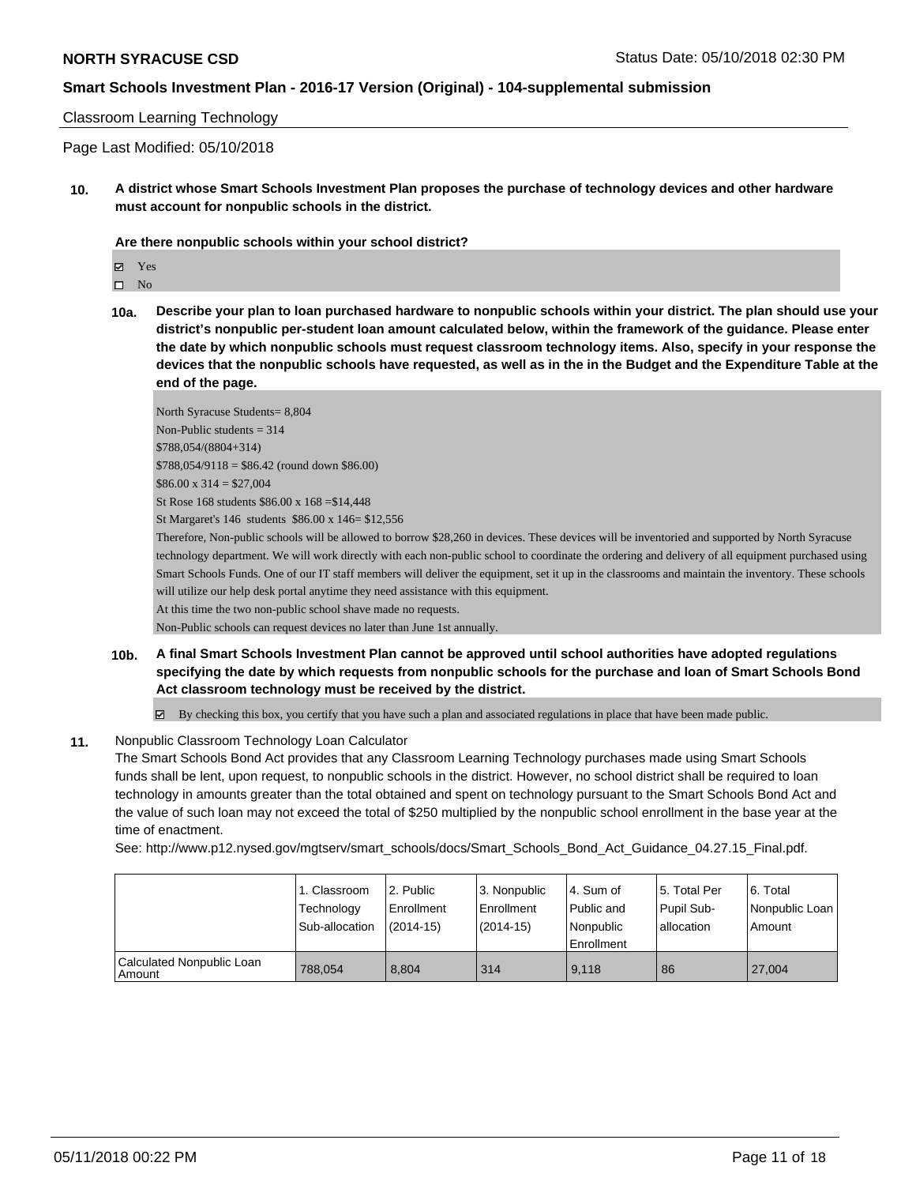Classroom Learning Technology

Page Last Modified: 05/10/2018

**10. A district whose Smart Schools Investment Plan proposes the purchase of technology devices and other hardware must account for nonpublic schools in the district.**

**Are there nonpublic schools within your school district?**

- ☑ Yes
- ☐ No

**10a. Describe your plan to loan purchased hardware to nonpublic schools within your district. The plan should use your district's nonpublic per-student loan amount calculated below, within the framework of the guidance. Please enter the date by which nonpublic schools must request classroom technology items. Also, specify in your response the devices that the nonpublic schools have requested, as well as in the in the Budget and the Expenditure Table at the end of the page.**

North Syracuse Students= 8,804
Non-Public students = 314
$788,054/(8804+314)
$788,054/9118 = $86.42 (round down $86.00)
$86.00 x 314 = $27,004
St Rose 168 students $86.00 x 168 =$14,448
St Margaret's 146 students $86.00 x 146= $12,556
Therefore, Non-public schools will be allowed to borrow $28,260 in devices. These devices will be inventoried and supported by North Syracuse technology department. We will work directly with each non-public school to coordinate the ordering and delivery of all equipment purchased using Smart Schools Funds. One of our IT staff members will deliver the equipment, set it up in the classrooms and maintain the inventory. These schools will utilize our help desk portal anytime they need assistance with this equipment.
At this time the two non-public school shave made no requests.
Non-Public schools can request devices no later than June 1st annually.

**10b. A final Smart Schools Investment Plan cannot be approved until school authorities have adopted regulations specifying the date by which requests from nonpublic schools for the purchase and loan of Smart Schools Bond Act classroom technology must be received by the district.**

- ☑ By checking this box, you certify that you have such a plan and associated regulations in place that have been made public.

**11.** Nonpublic Classroom Technology Loan Calculator

The Smart Schools Bond Act provides that any Classroom Learning Technology purchases made using Smart Schools funds shall be lent, upon request, to nonpublic schools in the district. However, no school district shall be required to loan technology in amounts greater than the total obtained and spent on technology pursuant to the Smart Schools Bond Act and the value of such loan may not exceed the total of $250 multiplied by the nonpublic school enrollment in the base year at the time of enactment.

See: http://www.p12.nysed.gov/mgtserv/smart_schools/docs/Smart_Schools_Bond_Act_Guidance_04.27.15_Final.pdf.

| | 1. Classroom Technology Sub-allocation | 2. Public Enrollment (2014-15) | 3. Nonpublic Enrollment (2014-15) | 4. Sum of Public and Nonpublic Enrollment | 5. Total Per Pupil Sub-allocation | 6. Total Nonpublic Loan Amount |
|---|---|---|---|---|---|---|
| Calculated Nonpublic Loan Amount | 788,054 | 8,804 | 314 | 9,118 | 86 | 27,004 |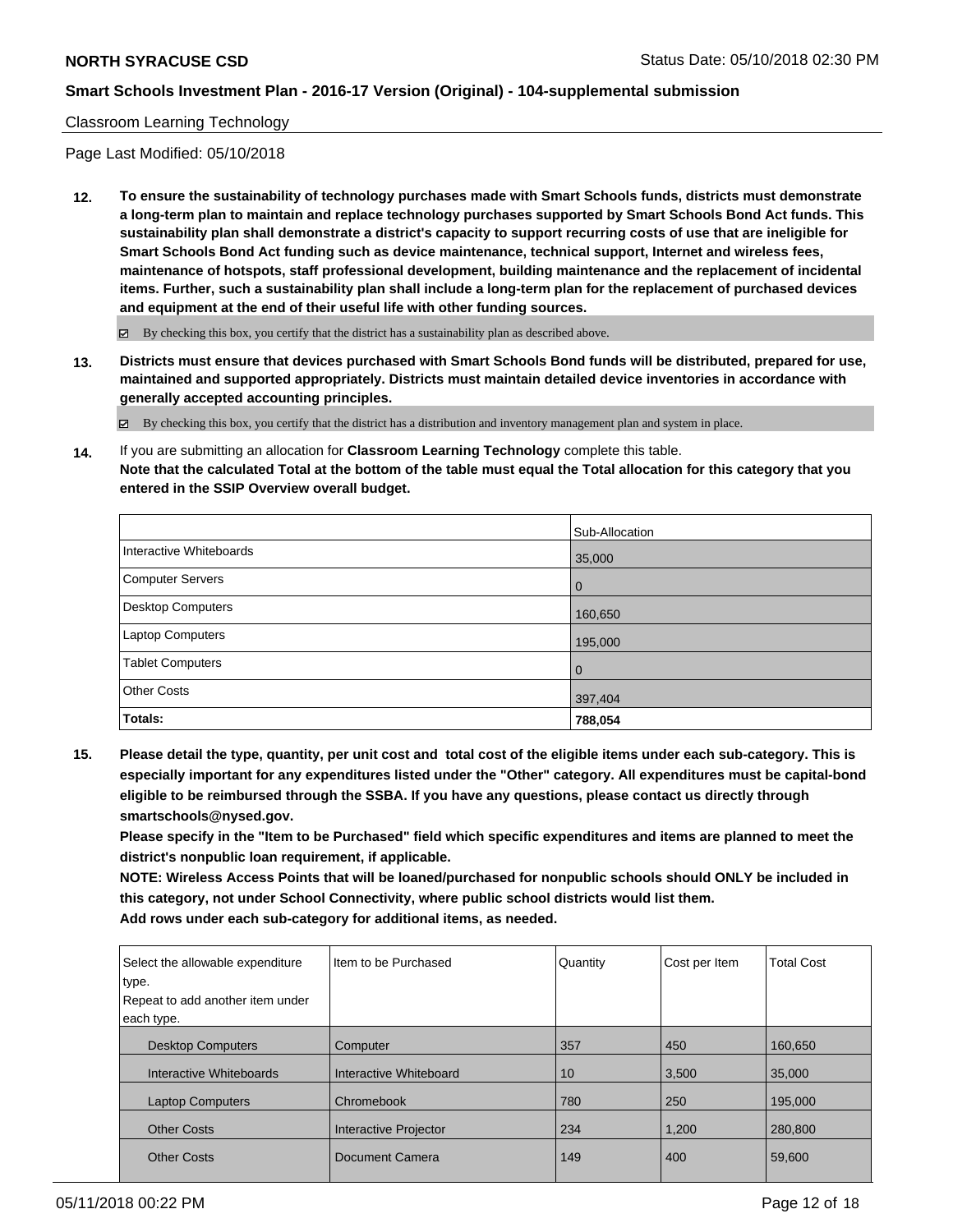Classroom Learning Technology

Page Last Modified: 05/10/2018

**12. To ensure the sustainability of technology purchases made with Smart Schools funds, districts must demonstrate a long-term plan to maintain and replace technology purchases supported by Smart Schools Bond Act funds. This sustainability plan shall demonstrate a district's capacity to support recurring costs of use that are ineligible for Smart Schools Bond Act funding such as device maintenance, technical support, Internet and wireless fees, maintenance of hotspots, staff professional development, building maintenance and the replacement of incidental items. Further, such a sustainability plan shall include a long-term plan for the replacement of purchased devices and equipment at the end of their useful life with other funding sources.**

☑ By checking this box, you certify that the district has a sustainability plan as described above.

**13. Districts must ensure that devices purchased with Smart Schools Bond funds will be distributed, prepared for use, maintained and supported appropriately. Districts must maintain detailed device inventories in accordance with generally accepted accounting principles.**

☑ By checking this box, you certify that the district has a distribution and inventory management plan and system in place.

**14.** If you are submitting an allocation for **Classroom Learning Technology** complete this table.
**Note that the calculated Total at the bottom of the table must equal the Total allocation for this category that you entered in the SSIP Overview overall budget.**

| | Sub-Allocation |
|---|---|
| Interactive Whiteboards | 35,000 |
| Computer Servers | 0 |
| Desktop Computers | 160,650 |
| Laptop Computers | 195,000 |
| Tablet Computers | 0 |
| Other Costs | 397,404 |
| **Totals:** | **788,054** |

**15. Please detail the type, quantity, per unit cost and total cost of the eligible items under each sub-category. This is especially important for any expenditures listed under the "Other" category. All expenditures must be capital-bond eligible to be reimbursed through the SSBA. If you have any questions, please contact us directly through smartschools@nysed.gov.**
**Please specify in the "Item to be Purchased" field which specific expenditures and items are planned to meet the district's nonpublic loan requirement, if applicable.**
**NOTE: Wireless Access Points that will be loaned/purchased for nonpublic schools should ONLY be included in this category, not under School Connectivity, where public school districts would list them.**
**Add rows under each sub-category for additional items, as needed.**

| Select the allowable expenditure type. Repeat to add another item under each type. | Item to be Purchased | Quantity | Cost per Item | Total Cost |
|---|---|---|---|---|
| Desktop Computers | Computer | 357 | 450 | 160,650 |
| Interactive Whiteboards | Interactive Whiteboard | 10 | 3,500 | 35,000 |
| Laptop Computers | Chromebook | 780 | 250 | 195,000 |
| Other Costs | Interactive Projector | 234 | 1,200 | 280,800 |
| Other Costs | Document Camera | 149 | 400 | 59,600 |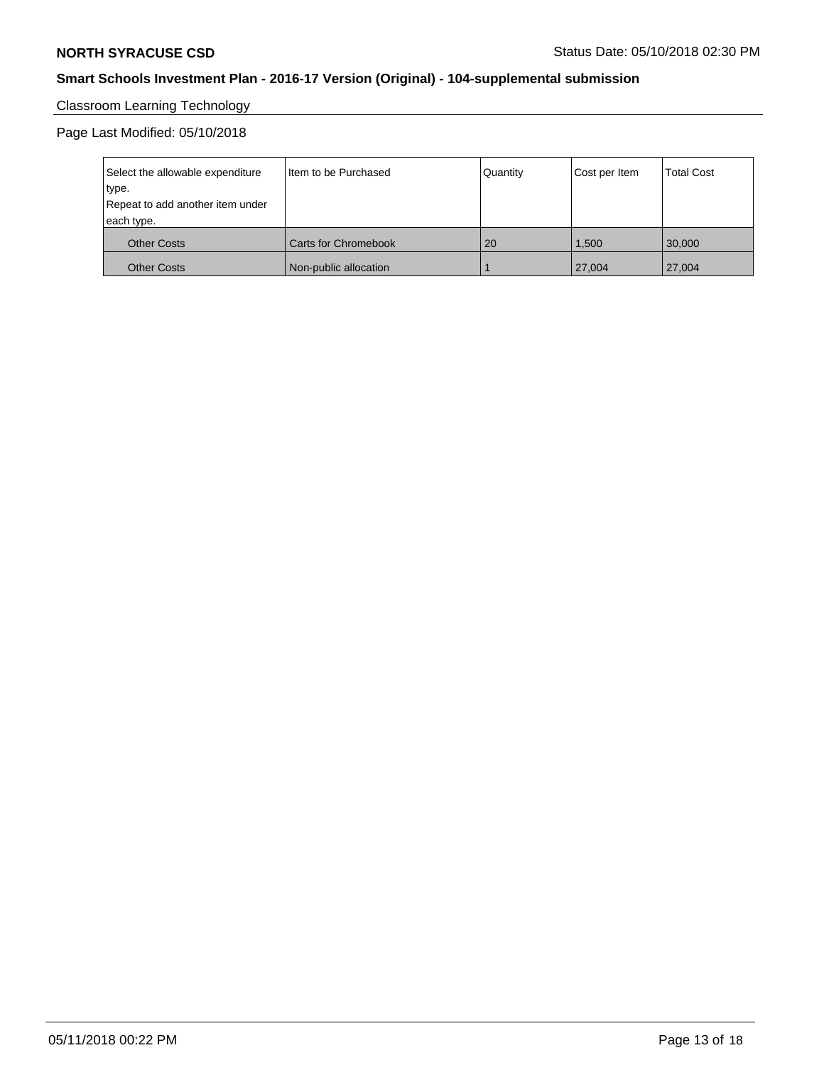**NORTH SYRACUSE CSD** Status Date: 05/10/2018 02:30 PM

**Smart Schools Investment Plan - 2016-17 Version (Original) - 104-supplemental submission**

Classroom Learning Technology

Page Last Modified: 05/10/2018

| Select the allowable expenditure type. Repeat to add another item under each type. | Item to be Purchased | Quantity | Cost per Item | Total Cost |
|---|---|---|---|---|
| Other Costs | Carts for Chromebook | 20 | 1,500 | 30,000 |
| Other Costs | Non-public allocation | 1 | 27,004 | 27,004 |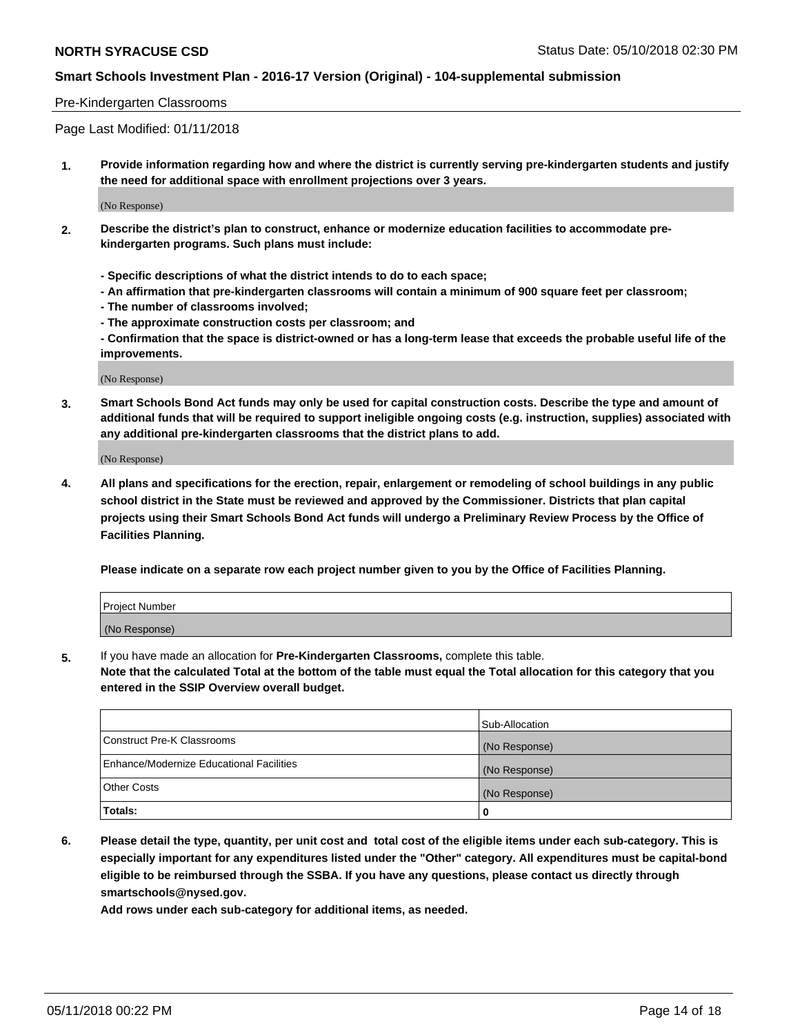Pre-Kindergarten Classrooms

Page Last Modified: 01/11/2018

**1. Provide information regarding how and where the district is currently serving pre-kindergarten students and justify the need for additional space with enrollment projections over 3 years.**

(No Response)

**2. Describe the district's plan to construct, enhance or modernize education facilities to accommodate pre-kindergarten programs. Such plans must include:**

**- Specific descriptions of what the district intends to do to each space;**
**- An affirmation that pre-kindergarten classrooms will contain a minimum of 900 square feet per classroom;**
**- The number of classrooms involved;**
**- The approximate construction costs per classroom; and**
**- Confirmation that the space is district-owned or has a long-term lease that exceeds the probable useful life of the improvements.**

(No Response)

**3. Smart Schools Bond Act funds may only be used for capital construction costs. Describe the type and amount of additional funds that will be required to support ineligible ongoing costs (e.g. instruction, supplies) associated with any additional pre-kindergarten classrooms that the district plans to add.**

(No Response)

**4. All plans and specifications for the erection, repair, enlargement or remodeling of school buildings in any public school district in the State must be reviewed and approved by the Commissioner. Districts that plan capital projects using their Smart Schools Bond Act funds will undergo a Preliminary Review Process by the Office of Facilities Planning.**

**Please indicate on a separate row each project number given to you by the Office of Facilities Planning.**

| Project Number |
|---|
| (No Response) |

**5.** If you have made an allocation for **Pre-Kindergarten Classrooms,** complete this table.
**Note that the calculated Total at the bottom of the table must equal the Total allocation for this category that you entered in the SSIP Overview overall budget.**

| | Sub-Allocation |
|---|---|
| Construct Pre-K Classrooms | (No Response) |
| Enhance/Modernize Educational Facilities | (No Response) |
| Other Costs | (No Response) |
| **Totals:** | **0** |

**6. Please detail the type, quantity, per unit cost and total cost of the eligible items under each sub-category. This is especially important for any expenditures listed under the "Other" category. All expenditures must be capital-bond eligible to be reimbursed through the SSBA. If you have any questions, please contact us directly through smartschools@nysed.gov.**

**Add rows under each sub-category for additional items, as needed.**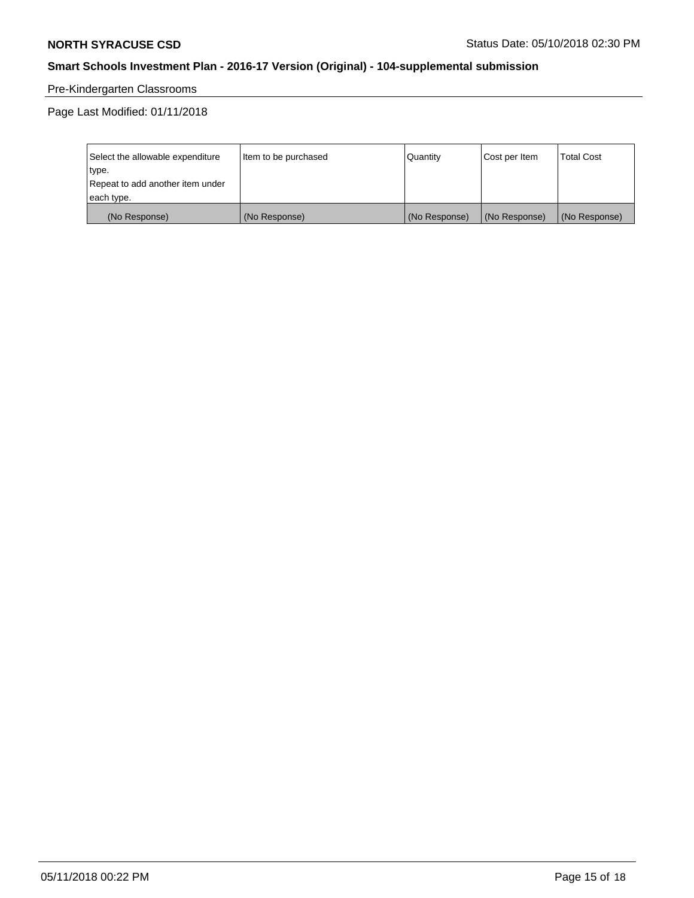Pre-Kindergarten Classrooms

Page Last Modified: 01/11/2018

| Select the allowable expenditure type. Repeat to add another item under each type. | Item to be purchased | Quantity | Cost per Item | Total Cost |
| --- | --- | --- | --- | --- |
| (No Response) | (No Response) | (No Response) | (No Response) | (No Response) |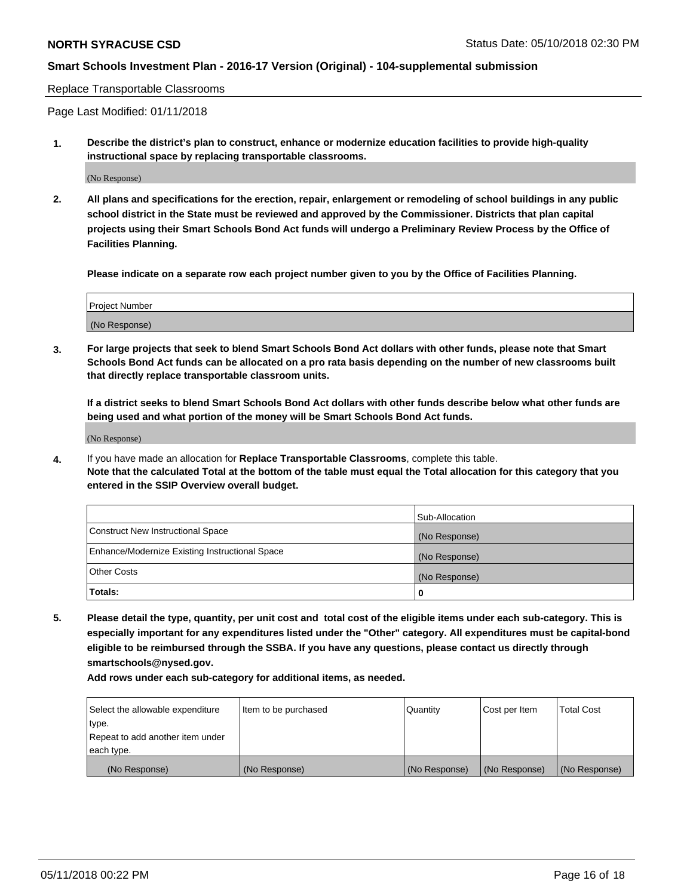Replace Transportable Classrooms

Page Last Modified: 01/11/2018

**1. Describe the district's plan to construct, enhance or modernize education facilities to provide high-quality instructional space by replacing transportable classrooms.**

(No Response)

**2. All plans and specifications for the erection, repair, enlargement or remodeling of school buildings in any public school district in the State must be reviewed and approved by the Commissioner. Districts that plan capital projects using their Smart Schools Bond Act funds will undergo a Preliminary Review Process by the Office of Facilities Planning.**

**Please indicate on a separate row each project number given to you by the Office of Facilities Planning.**

| Project Number |
|---|
| (No Response) |

**3. For large projects that seek to blend Smart Schools Bond Act dollars with other funds, please note that Smart Schools Bond Act funds can be allocated on a pro rata basis depending on the number of new classrooms built that directly replace transportable classroom units.**

**If a district seeks to blend Smart Schools Bond Act dollars with other funds describe below what other funds are being used and what portion of the money will be Smart Schools Bond Act funds.**

(No Response)

**4.** If you have made an allocation for **Replace Transportable Classrooms**, complete this table. **Note that the calculated Total at the bottom of the table must equal the Total allocation for this category that you entered in the SSIP Overview overall budget.**

| | Sub-Allocation |
|---|---|
| Construct New Instructional Space | (No Response) |
| Enhance/Modernize Existing Instructional Space | (No Response) |
| Other Costs | (No Response) |
| **Totals:** | **0** |

**5. Please detail the type, quantity, per unit cost and total cost of the eligible items under each sub-category. This is especially important for any expenditures listed under the "Other" category. All expenditures must be capital-bond eligible to be reimbursed through the SSBA. If you have any questions, please contact us directly through smartschools@nysed.gov.**

**Add rows under each sub-category for additional items, as needed.**

| Select the allowable expenditure type. Repeat to add another item under each type. | Item to be purchased | Quantity | Cost per Item | Total Cost |
|---|---|---|---|---|
| (No Response) | (No Response) | (No Response) | (No Response) | (No Response) |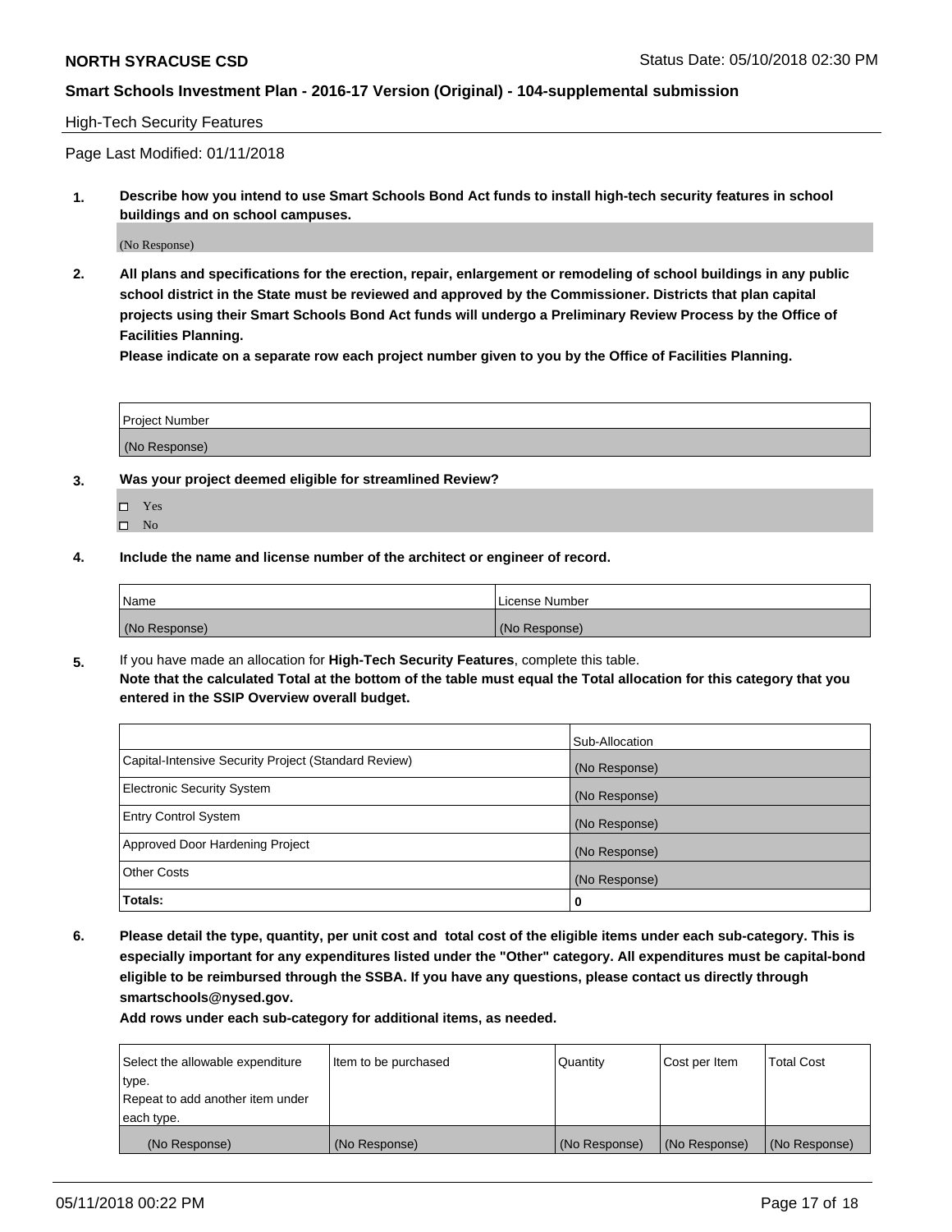High-Tech Security Features

Page Last Modified: 01/11/2018

**1. Describe how you intend to use Smart Schools Bond Act funds to install high-tech security features in school buildings and on school campuses.**

(No Response)

**2. All plans and specifications for the erection, repair, enlargement or remodeling of school buildings in any public school district in the State must be reviewed and approved by the Commissioner. Districts that plan capital projects using their Smart Schools Bond Act funds will undergo a Preliminary Review Process by the Office of Facilities Planning.**

**Please indicate on a separate row each project number given to you by the Office of Facilities Planning.**

| Project Number |
|---|
| (No Response) |

**3. Was your project deemed eligible for streamlined Review?**

- ☐ Yes
- ☐ No

**4. Include the name and license number of the architect or engineer of record.**

| Name | License Number |
|---|---|
| (No Response) | (No Response) |

**5.** If you have made an allocation for **High-Tech Security Features**, complete this table.
**Note that the calculated Total at the bottom of the table must equal the Total allocation for this category that you entered in the SSIP Overview overall budget.**

| | Sub-Allocation |
|---|---|
| Capital-Intensive Security Project (Standard Review) | (No Response) |
| Electronic Security System | (No Response) |
| Entry Control System | (No Response) |
| Approved Door Hardening Project | (No Response) |
| Other Costs | (No Response) |
| **Totals:** | **0** |

**6. Please detail the type, quantity, per unit cost and total cost of the eligible items under each sub-category. This is especially important for any expenditures listed under the "Other" category. All expenditures must be capital-bond eligible to be reimbursed through the SSBA. If you have any questions, please contact us directly through smartschools@nysed.gov.**

**Add rows under each sub-category for additional items, as needed.**

| Select the allowable expenditure type. Repeat to add another item under each type. | Item to be purchased | Quantity | Cost per Item | Total Cost |
|---|---|---|---|---|
| (No Response) | (No Response) | (No Response) | (No Response) | (No Response) |